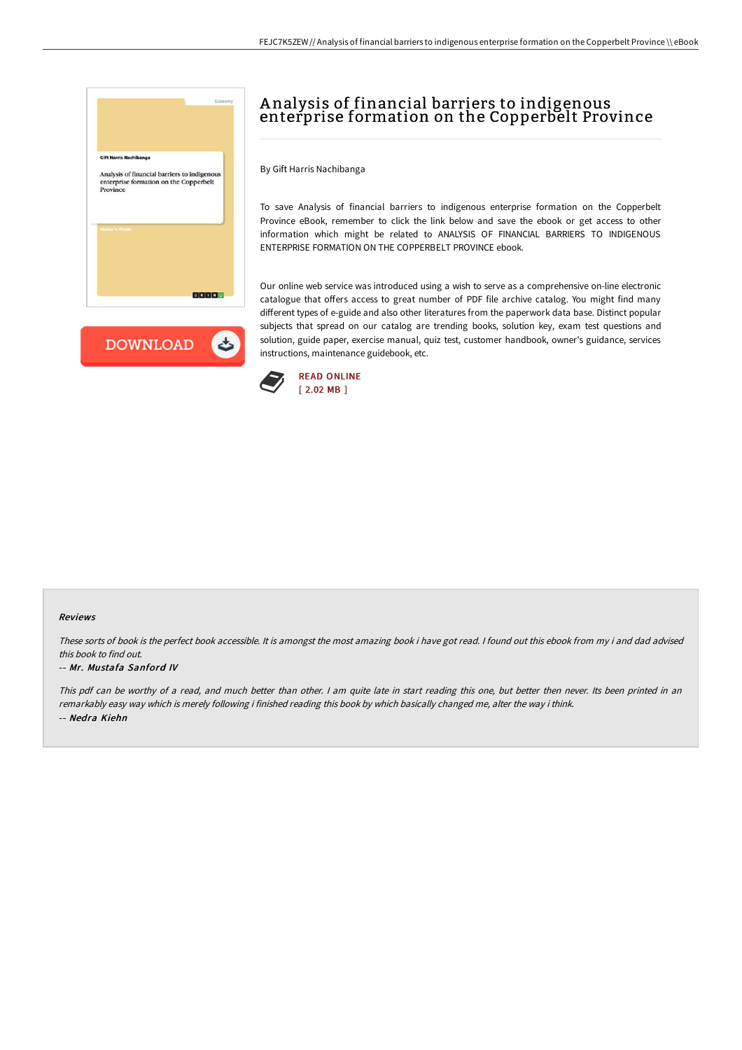# Analysis of financial barriers to indigenous enterprise formation on the Copperbelt Province

By Gift Harris Nachibanga

To save Analysis of financial barriers to indigenous enterprise formation on the Copperbelt Province eBook, remember to click the link below and save the ebook or get access to other information which might be related to ANALYSIS OF FINANCIAL BARRIERS TO INDIGENOUS ENTERPRISE FORMATION ON THE COPPERBELT PROVINCE ebook.

Our online web service was introduced using a wish to serve as a comprehensive on-line electronic catalogue that offers access to great number of PDF file archive catalog. You might find many different types of e-guide and also other literatures from the paperwork data base. Distinct popular subjects that spread on our catalog are trending books, solution key, exam test questions and solution, guide paper, exercise manual, quiz test, customer handbook, owner's guidance, services instructions, maintenance guidebook, etc.

READ ONLINE
[ 2.02 MB ]

#### Reviews

*These sorts of book is the perfect book accessible. It is amongst the most amazing book i have got read. I found out this ebook from my i and dad advised this book to find out.*

-- ***Mr. Mustafa Sanford IV***

*This pdf can be worthy of a read, and much better than other. I am quite late in start reading this one, but better then never. Its been printed in an remarkably easy way which is merely following i finished reading this book by which basically changed me, alter the way i think.*

-- ***Nedra Kiehn***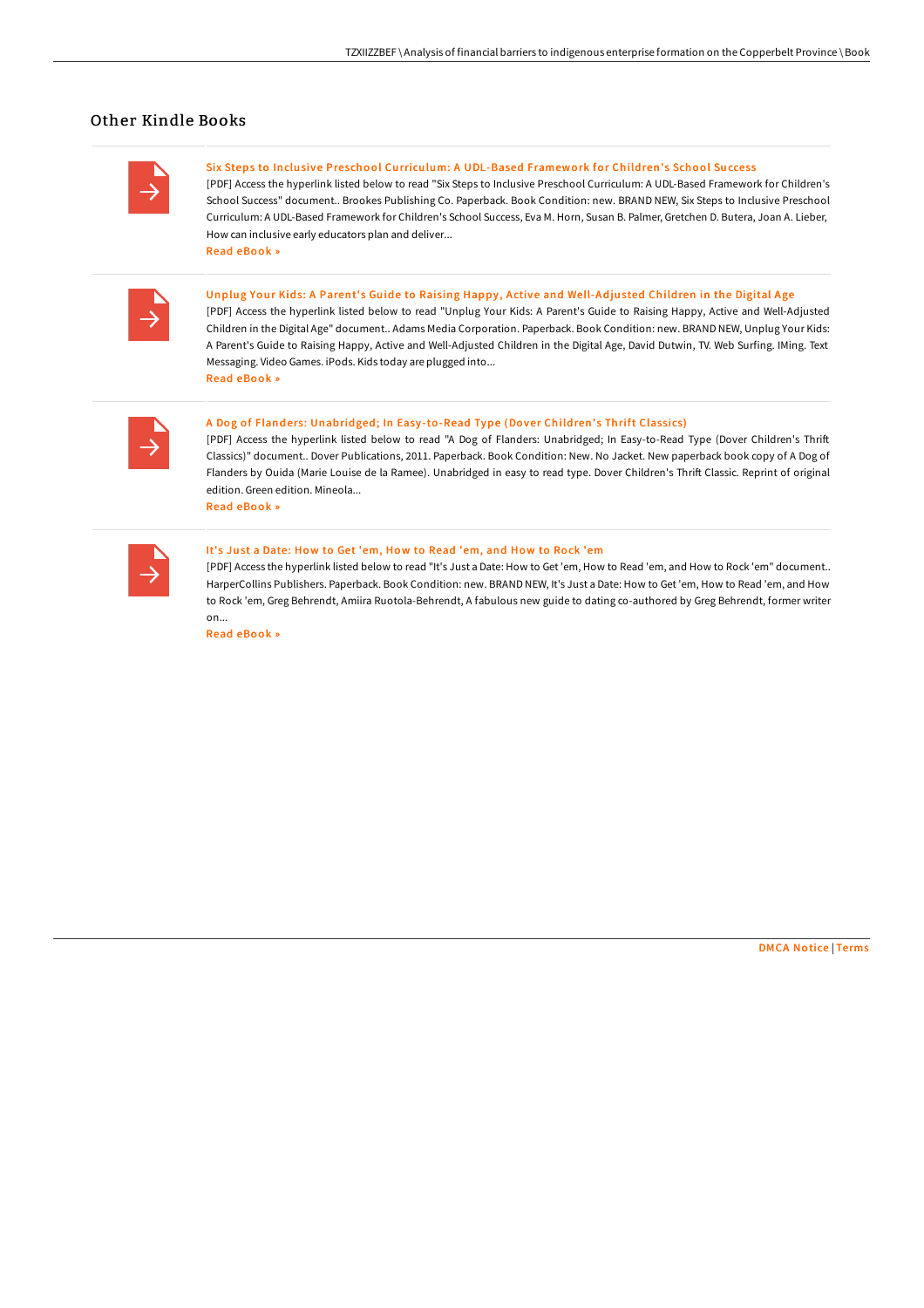## Other Kindle Books

### Six Steps to Inclusive Preschool Curriculum: A UDL-Based Framework for Children's School Success

[PDF] Access the hyperlink listed below to read "Six Steps to Inclusive Preschool Curriculum: A UDL-Based Framework for Children's School Success" document.. Brookes Publishing Co. Paperback. Book Condition: new. BRAND NEW, Six Steps to Inclusive Preschool Curriculum: A UDL-Based Framework for Children's School Success, Eva M. Horn, Susan B. Palmer, Gretchen D. Butera, Joan A. Lieber, How can inclusive early educators plan and deliver...

Read eBook »

### Unplug Your Kids: A Parent's Guide to Raising Happy, Active and Well-Adjusted Children in the Digital Age

[PDF] Access the hyperlink listed below to read "Unplug Your Kids: A Parent's Guide to Raising Happy, Active and Well-Adjusted Children in the Digital Age" document.. Adams Media Corporation. Paperback. Book Condition: new. BRAND NEW, Unplug Your Kids: A Parent's Guide to Raising Happy, Active and Well-Adjusted Children in the Digital Age, David Dutwin, TV. Web Surfing. IMing. Text Messaging. Video Games. iPods. Kids today are plugged into...

Read eBook »

### A Dog of Flanders: Unabridged; In Easy-to-Read Type (Dover Children's Thrift Classics)

[PDF] Access the hyperlink listed below to read "A Dog of Flanders: Unabridged; In Easy-to-Read Type (Dover Children's Thrift Classics)" document.. Dover Publications, 2011. Paperback. Book Condition: New. No Jacket. New paperback book copy of A Dog of Flanders by Ouida (Marie Louise de la Ramee). Unabridged in easy to read type. Dover Children's Thrift Classic. Reprint of original edition. Green edition. Mineola...

Read eBook »

### It's Just a Date: How to Get 'em, How to Read 'em, and How to Rock 'em

[PDF] Access the hyperlink listed below to read "It's Just a Date: How to Get 'em, How to Read 'em, and How to Rock 'em" document.. HarperCollins Publishers. Paperback. Book Condition: new. BRAND NEW, It's Just a Date: How to Get 'em, How to Read 'em, and How to Rock 'em, Greg Behrendt, Amiira Ruotola-Behrendt, A fabulous new guide to dating co-authored by Greg Behrendt, former writer on...

Read eBook »

DMCA Notice | Terms